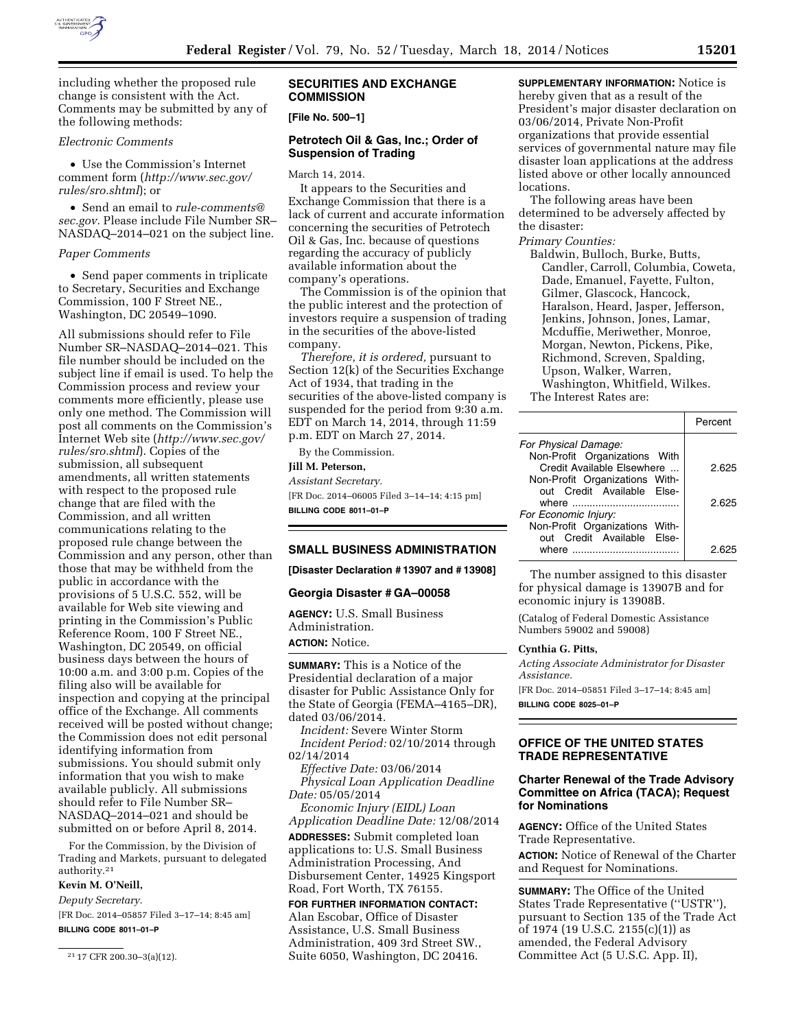including whether the proposed rule change is consistent with the Act. Comments may be submitted by any of the following methods:

*Electronic Comments*

- Use the Commission's Internet comment form (*http://www.sec.gov/rules/sro.shtml*); or
- Send an email to *rule-comments@sec.gov.* Please include File Number SR–NASDAQ–2014–021 on the subject line.

*Paper Comments*

- Send paper comments in triplicate to Secretary, Securities and Exchange Commission, 100 F Street NE., Washington, DC 20549–1090.

All submissions should refer to File Number SR–NASDAQ–2014–021. This file number should be included on the subject line if email is used. To help the Commission process and review your comments more efficiently, please use only one method. The Commission will post all comments on the Commission's Internet Web site (*http://www.sec.gov/rules/sro.shtml*). Copies of the submission, all subsequent amendments, all written statements with respect to the proposed rule change that are filed with the Commission, and all written communications relating to the proposed rule change between the Commission and any person, other than those that may be withheld from the public in accordance with the provisions of 5 U.S.C. 552, will be available for Web site viewing and printing in the Commission's Public Reference Room, 100 F Street NE., Washington, DC 20549, on official business days between the hours of 10:00 a.m. and 3:00 p.m. Copies of the filing also will be available for inspection and copying at the principal office of the Exchange. All comments received will be posted without change; the Commission does not edit personal identifying information from submissions. You should submit only information that you wish to make available publicly. All submissions should refer to File Number SR–NASDAQ–2014–021 and should be submitted on or before April 8, 2014.

For the Commission, by the Division of Trading and Markets, pursuant to delegated authority.[21]

**Kevin M. O'Neill,**

*Deputy Secretary.*

[FR Doc. 2014–05857 Filed 3–17–14; 8:45 am]

**BILLING CODE 8011–01–P**

[21] 17 CFR 200.30–3(a)(12).

## SECURITIES AND EXCHANGE COMMISSION

**[File No. 500–1]**

### Petrotech Oil & Gas, Inc.; Order of Suspension of Trading

March 14, 2014.

It appears to the Securities and Exchange Commission that there is a lack of current and accurate information concerning the securities of Petrotech Oil & Gas, Inc. because of questions regarding the accuracy of publicly available information about the company's operations.

The Commission is of the opinion that the public interest and the protection of investors require a suspension of trading in the securities of the above-listed company.

*Therefore, it is ordered,* pursuant to Section 12(k) of the Securities Exchange Act of 1934, that trading in the securities of the above-listed company is suspended for the period from 9:30 a.m. EDT on March 14, 2014, through 11:59 p.m. EDT on March 27, 2014.

By the Commission.

**Jill M. Peterson,**

*Assistant Secretary.*

[FR Doc. 2014–06005 Filed 3–14–14; 4:15 pm]

**BILLING CODE 8011–01–P**

## SMALL BUSINESS ADMINISTRATION

**[Disaster Declaration # 13907 and # 13908]**

### Georgia Disaster # GA–00058

**AGENCY:** U.S. Small Business Administration.

**ACTION:** Notice.

**SUMMARY:** This is a Notice of the Presidential declaration of a major disaster for Public Assistance Only for the State of Georgia (FEMA–4165–DR), dated 03/06/2014.

*Incident:* Severe Winter Storm

*Incident Period:* 02/10/2014 through 02/14/2014

*Effective Date:* 03/06/2014

*Physical Loan Application Deadline Date:* 05/05/2014

*Economic Injury (EIDL) Loan Application Deadline Date:* 12/08/2014

**ADDRESSES:** Submit completed loan applications to: U.S. Small Business Administration Processing, And Disbursement Center, 14925 Kingsport Road, Fort Worth, TX 76155.

**FOR FURTHER INFORMATION CONTACT:** Alan Escobar, Office of Disaster Assistance, U.S. Small Business Administration, 409 3rd Street SW., Suite 6050, Washington, DC 20416.

**SUPPLEMENTARY INFORMATION:** Notice is hereby given that as a result of the President's major disaster declaration on 03/06/2014, Private Non-Profit organizations that provide essential services of governmental nature may file disaster loan applications at the address listed above or other locally announced locations.

The following areas have been determined to be adversely affected by the disaster:

*Primary Counties:*

Baldwin, Bulloch, Burke, Butts, Candler, Carroll, Columbia, Coweta, Dade, Emanuel, Fayette, Fulton, Gilmer, Glascock, Hancock, Haralson, Heard, Jasper, Jefferson, Jenkins, Johnson, Jones, Lamar, Mcduffie, Meriwether, Monroe, Morgan, Newton, Pickens, Pike, Richmond, Screven, Spalding, Upson, Walker, Warren, Washington, Whitfield, Wilkes.

The Interest Rates are:

| | Percent |
|---|---|
| *For Physical Damage:* | |
| Non-Profit Organizations With Credit Available Elsewhere | 2.625 |
| Non-Profit Organizations Without Credit Available Elsewhere | 2.625 |
| *For Economic Injury:* | |
| Non-Profit Organizations Without Credit Available Elsewhere | 2.625 |

The number assigned to this disaster for physical damage is 13907B and for economic injury is 13908B.

(Catalog of Federal Domestic Assistance Numbers 59002 and 59008)

**Cynthia G. Pitts,**

*Acting Associate Administrator for Disaster Assistance.*

[FR Doc. 2014–05851 Filed 3–17–14; 8:45 am]

**BILLING CODE 8025–01–P**

## OFFICE OF THE UNITED STATES TRADE REPRESENTATIVE

### Charter Renewal of the Trade Advisory Committee on Africa (TACA); Request for Nominations

**AGENCY:** Office of the United States Trade Representative.

**ACTION:** Notice of Renewal of the Charter and Request for Nominations.

**SUMMARY:** The Office of the United States Trade Representative (''USTR''), pursuant to Section 135 of the Trade Act of 1974 (19 U.S.C. 2155(c)(1)) as amended, the Federal Advisory Committee Act (5 U.S.C. App. II),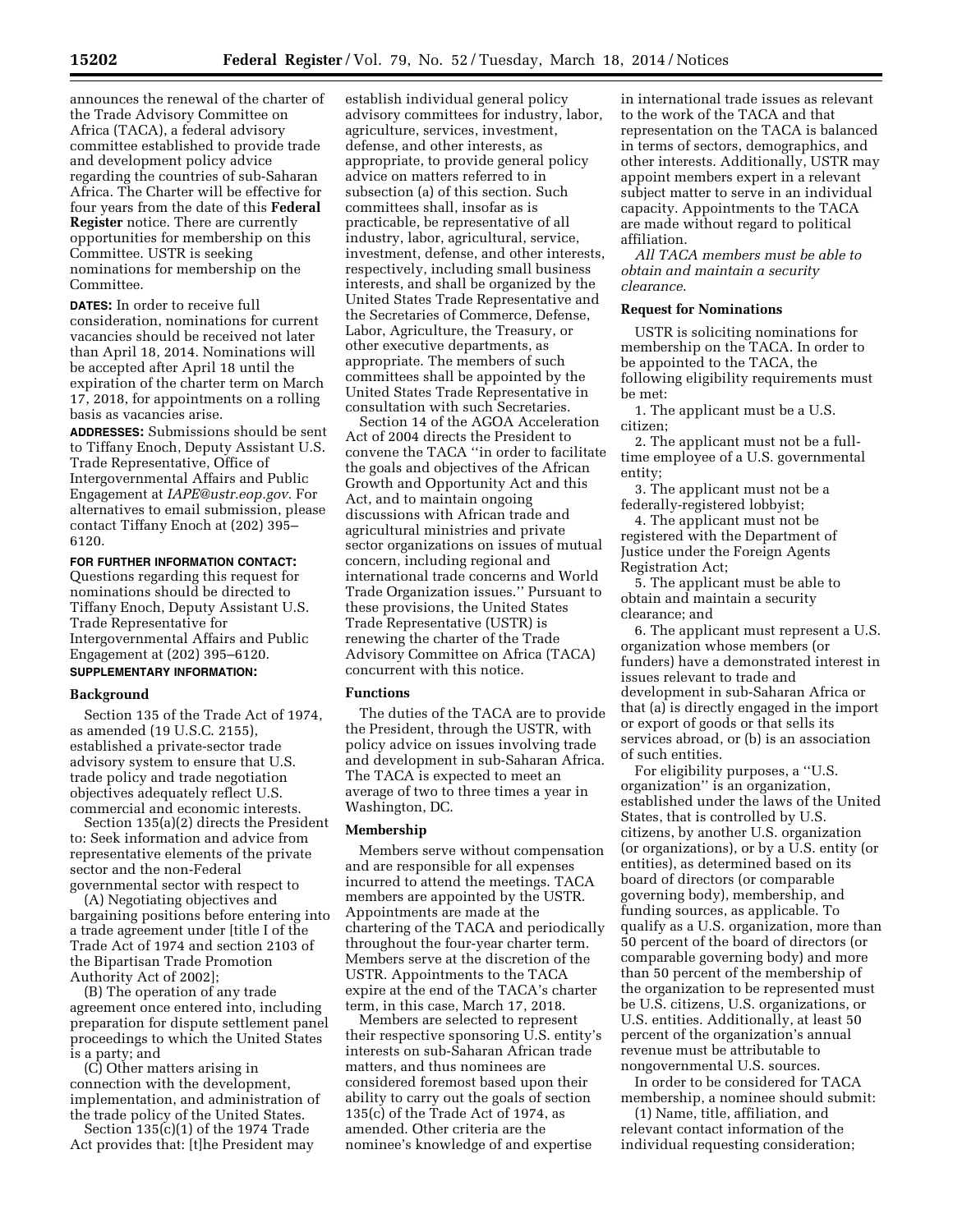announces the renewal of the charter of the Trade Advisory Committee on Africa (TACA), a federal advisory committee established to provide trade and development policy advice regarding the countries of sub-Saharan Africa. The Charter will be effective for four years from the date of this **Federal Register** notice. There are currently opportunities for membership on this Committee. USTR is seeking nominations for membership on the Committee.

**DATES:** In order to receive full consideration, nominations for current vacancies should be received not later than April 18, 2014. Nominations will be accepted after April 18 until the expiration of the charter term on March 17, 2018, for appointments on a rolling basis as vacancies arise.

**ADDRESSES:** Submissions should be sent to Tiffany Enoch, Deputy Assistant U.S. Trade Representative, Office of Intergovernmental Affairs and Public Engagement at *IAPE@ustr.eop.gov.* For alternatives to email submission, please contact Tiffany Enoch at (202) 395–6120.

**FOR FURTHER INFORMATION CONTACT:** Questions regarding this request for nominations should be directed to Tiffany Enoch, Deputy Assistant U.S. Trade Representative for Intergovernmental Affairs and Public Engagement at (202) 395–6120.

**SUPPLEMENTARY INFORMATION:**

## Background

Section 135 of the Trade Act of 1974, as amended (19 U.S.C. 2155), established a private-sector trade advisory system to ensure that U.S. trade policy and trade negotiation objectives adequately reflect U.S. commercial and economic interests.

Section 135(a)(2) directs the President to: Seek information and advice from representative elements of the private sector and the non-Federal governmental sector with respect to

(A) Negotiating objectives and bargaining positions before entering into a trade agreement under [title I of the Trade Act of 1974 and section 2103 of the Bipartisan Trade Promotion Authority Act of 2002];

(B) The operation of any trade agreement once entered into, including preparation for dispute settlement panel proceedings to which the United States is a party; and

(C) Other matters arising in connection with the development, implementation, and administration of the trade policy of the United States.

Section 135(c)(1) of the 1974 Trade Act provides that: [t]he President may establish individual general policy advisory committees for industry, labor, agriculture, services, investment, defense, and other interests, as appropriate, to provide general policy advice on matters referred to in subsection (a) of this section. Such committees shall, insofar as is practicable, be representative of all industry, labor, agricultural, service, investment, defense, and other interests, respectively, including small business interests, and shall be organized by the United States Trade Representative and the Secretaries of Commerce, Defense, Labor, Agriculture, the Treasury, or other executive departments, as appropriate. The members of such committees shall be appointed by the United States Trade Representative in consultation with such Secretaries.

Section 14 of the AGOA Acceleration Act of 2004 directs the President to convene the TACA ''in order to facilitate the goals and objectives of the African Growth and Opportunity Act and this Act, and to maintain ongoing discussions with African trade and agricultural ministries and private sector organizations on issues of mutual concern, including regional and international trade concerns and World Trade Organization issues.'' Pursuant to these provisions, the United States Trade Representative (USTR) is renewing the charter of the Trade Advisory Committee on Africa (TACA) concurrent with this notice.

## Functions

The duties of the TACA are to provide the President, through the USTR, with policy advice on issues involving trade and development in sub-Saharan Africa. The TACA is expected to meet an average of two to three times a year in Washington, DC.

## Membership

Members serve without compensation and are responsible for all expenses incurred to attend the meetings. TACA members are appointed by the USTR. Appointments are made at the chartering of the TACA and periodically throughout the four-year charter term. Members serve at the discretion of the USTR. Appointments to the TACA expire at the end of the TACA's charter term, in this case, March 17, 2018.

Members are selected to represent their respective sponsoring U.S. entity's interests on sub-Saharan African trade matters, and thus nominees are considered foremost based upon their ability to carry out the goals of section 135(c) of the Trade Act of 1974, as amended. Other criteria are the nominee's knowledge of and expertise in international trade issues as relevant to the work of the TACA and that representation on the TACA is balanced in terms of sectors, demographics, and other interests. Additionally, USTR may appoint members expert in a relevant subject matter to serve in an individual capacity. Appointments to the TACA are made without regard to political affiliation.

*All TACA members must be able to obtain and maintain a security clearance.*

## Request for Nominations

USTR is soliciting nominations for membership on the TACA. In order to be appointed to the TACA, the following eligibility requirements must be met:

1. The applicant must be a U.S. citizen;
2. The applicant must not be a full-time employee of a U.S. governmental entity;
3. The applicant must not be a federally-registered lobbyist;
4. The applicant must not be registered with the Department of Justice under the Foreign Agents Registration Act;
5. The applicant must be able to obtain and maintain a security clearance; and
6. The applicant must represent a U.S. organization whose members (or funders) have a demonstrated interest in issues relevant to trade and development in sub-Saharan Africa or that (a) is directly engaged in the import or export of goods or that sells its services abroad, or (b) is an association of such entities.

For eligibility purposes, a ''U.S. organization'' is an organization, established under the laws of the United States, that is controlled by U.S. citizens, by another U.S. organization (or organizations), or by a U.S. entity (or entities), as determined based on its board of directors (or comparable governing body), membership, and funding sources, as applicable. To qualify as a U.S. organization, more than 50 percent of the board of directors (or comparable governing body) and more than 50 percent of the membership of the organization to be represented must be U.S. citizens, U.S. organizations, or U.S. entities. Additionally, at least 50 percent of the organization's annual revenue must be attributable to nongovernmental U.S. sources.

In order to be considered for TACA membership, a nominee should submit:

(1) Name, title, affiliation, and relevant contact information of the individual requesting consideration;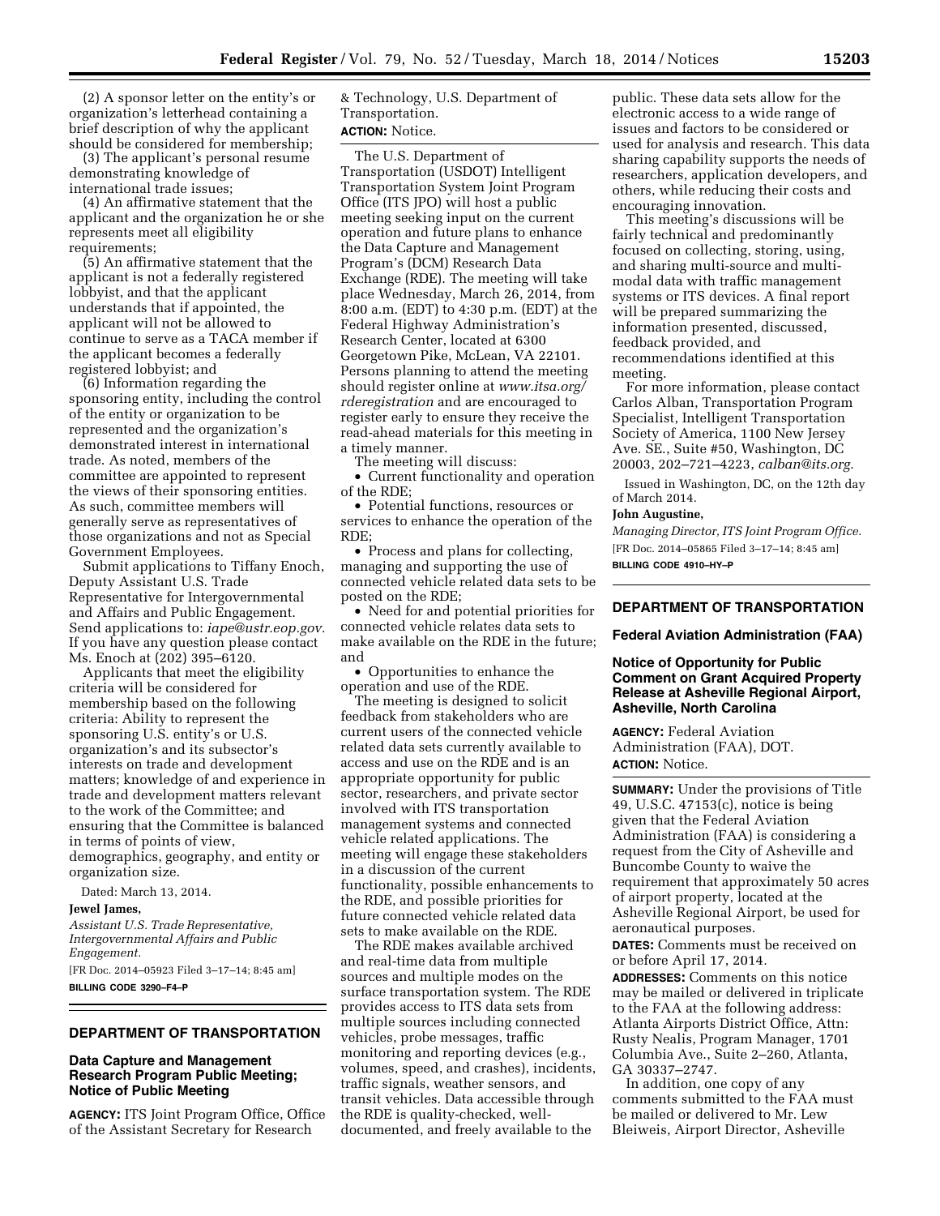(2) A sponsor letter on the entity's or organization's letterhead containing a brief description of why the applicant should be considered for membership;

(3) The applicant's personal resume demonstrating knowledge of international trade issues;

(4) An affirmative statement that the applicant and the organization he or she represents meet all eligibility requirements;

(5) An affirmative statement that the applicant is not a federally registered lobbyist, and that the applicant understands that if appointed, the applicant will not be allowed to continue to serve as a TACA member if the applicant becomes a federally registered lobbyist; and

(6) Information regarding the sponsoring entity, including the control of the entity or organization to be represented and the organization's demonstrated interest in international trade. As noted, members of the committee are appointed to represent the views of their sponsoring entities. As such, committee members will generally serve as representatives of those organizations and not as Special Government Employees.

Submit applications to Tiffany Enoch, Deputy Assistant U.S. Trade Representative for Intergovernmental and Affairs and Public Engagement. Send applications to: *iape@ustr.eop.gov.* If you have any question please contact Ms. Enoch at (202) 395–6120.

Applicants that meet the eligibility criteria will be considered for membership based on the following criteria: Ability to represent the sponsoring U.S. entity's or U.S. organization's and its subsector's interests on trade and development matters; knowledge of and experience in trade and development matters relevant to the work of the Committee; and ensuring that the Committee is balanced in terms of points of view, demographics, geography, and entity or organization size.

Dated: March 13, 2014.

**Jewel James,**

*Assistant U.S. Trade Representative, Intergovernmental Affairs and Public Engagement.*

[FR Doc. 2014–05923 Filed 3–17–14; 8:45 am]

**BILLING CODE 3290–F4–P**

## DEPARTMENT OF TRANSPORTATION

### Data Capture and Management Research Program Public Meeting; Notice of Public Meeting

**AGENCY:** ITS Joint Program Office, Office of the Assistant Secretary for Research & Technology, U.S. Department of Transportation.

**ACTION:** Notice.

The U.S. Department of Transportation (USDOT) Intelligent Transportation System Joint Program Office (ITS JPO) will host a public meeting seeking input on the current operation and future plans to enhance the Data Capture and Management Program's (DCM) Research Data Exchange (RDE). The meeting will take place Wednesday, March 26, 2014, from 8:00 a.m. (EDT) to 4:30 p.m. (EDT) at the Federal Highway Administration's Research Center, located at 6300 Georgetown Pike, McLean, VA 22101. Persons planning to attend the meeting should register online at *www.itsa.org/rderegistration* and are encouraged to register early to ensure they receive the read-ahead materials for this meeting in a timely manner.

The meeting will discuss:

- Current functionality and operation of the RDE;
- Potential functions, resources or services to enhance the operation of the RDE;
- Process and plans for collecting, managing and supporting the use of connected vehicle related data sets to be posted on the RDE;
- Need for and potential priorities for connected vehicle relates data sets to make available on the RDE in the future; and
- Opportunities to enhance the operation and use of the RDE.

The meeting is designed to solicit feedback from stakeholders who are current users of the connected vehicle related data sets currently available to access and use on the RDE and is an appropriate opportunity for public sector, researchers, and private sector involved with ITS transportation management systems and connected vehicle related applications. The meeting will engage these stakeholders in a discussion of the current functionality, possible enhancements to the RDE, and possible priorities for future connected vehicle related data sets to make available on the RDE.

The RDE makes available archived and real-time data from multiple sources and multiple modes on the surface transportation system. The RDE provides access to ITS data sets from multiple sources including connected vehicles, probe messages, traffic monitoring and reporting devices (e.g., volumes, speed, and crashes), incidents, traffic signals, weather sensors, and transit vehicles. Data accessible through the RDE is quality-checked, well-documented, and freely available to the public. These data sets allow for the electronic access to a wide range of issues and factors to be considered or used for analysis and research. This data sharing capability supports the needs of researchers, application developers, and others, while reducing their costs and encouraging innovation.

This meeting's discussions will be fairly technical and predominantly focused on collecting, storing, using, and sharing multi-source and multi-modal data with traffic management systems or ITS devices. A final report will be prepared summarizing the information presented, discussed, feedback provided, and recommendations identified at this meeting.

For more information, please contact Carlos Alban, Transportation Program Specialist, Intelligent Transportation Society of America, 1100 New Jersey Ave. SE., Suite #50, Washington, DC 20003, 202–721–4223, *calban@its.org.*

Issued in Washington, DC, on the 12th day of March 2014.

**John Augustine,**

*Managing Director, ITS Joint Program Office.*

[FR Doc. 2014–05865 Filed 3–17–14; 8:45 am]

**BILLING CODE 4910–HY–P**

## DEPARTMENT OF TRANSPORTATION

### Federal Aviation Administration (FAA)

### Notice of Opportunity for Public Comment on Grant Acquired Property Release at Asheville Regional Airport, Asheville, North Carolina

**AGENCY:** Federal Aviation Administration (FAA), DOT.

**ACTION:** Notice.

**SUMMARY:** Under the provisions of Title 49, U.S.C. 47153(c), notice is being given that the Federal Aviation Administration (FAA) is considering a request from the City of Asheville and Buncombe County to waive the requirement that approximately 50 acres of airport property, located at the Asheville Regional Airport, be used for aeronautical purposes.

**DATES:** Comments must be received on or before April 17, 2014.

**ADDRESSES:** Comments on this notice may be mailed or delivered in triplicate to the FAA at the following address: Atlanta Airports District Office, Attn: Rusty Nealis, Program Manager, 1701 Columbia Ave., Suite 2–260, Atlanta, GA 30337–2747.

In addition, one copy of any comments submitted to the FAA must be mailed or delivered to Mr. Lew Bleiweis, Airport Director, Asheville